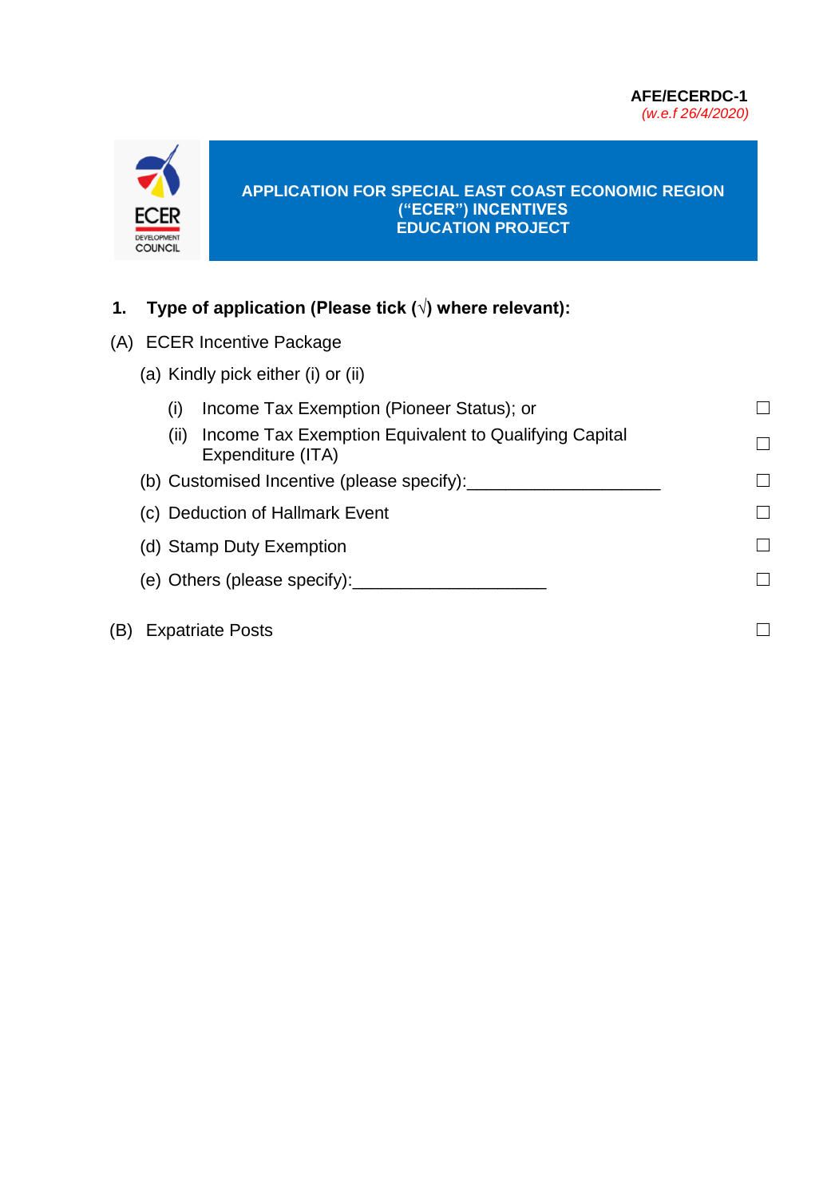AFE/ECERDC-1
*(w.e.f 26/4/2020)*

ECER DEVELOPMENT COUNCIL

# APPLICATION FOR SPECIAL EAST COAST ECONOMIC REGION ("ECER") INCENTIVES EDUCATION PROJECT

## 1. Type of application (Please tick (√) where relevant):

(A) ECER Incentive Package

(a) Kindly pick either (i) or (ii)

- (i) Income Tax Exemption (Pioneer Status); or ☐
- (ii) Income Tax Exemption Equivalent to Qualifying Capital Expenditure (ITA) ☐

(b) Customised Incentive (please specify):____________________ ☐

(c) Deduction of Hallmark Event ☐

(d) Stamp Duty Exemption ☐

(e) Others (please specify):____________________ ☐

(B) Expatriate Posts ☐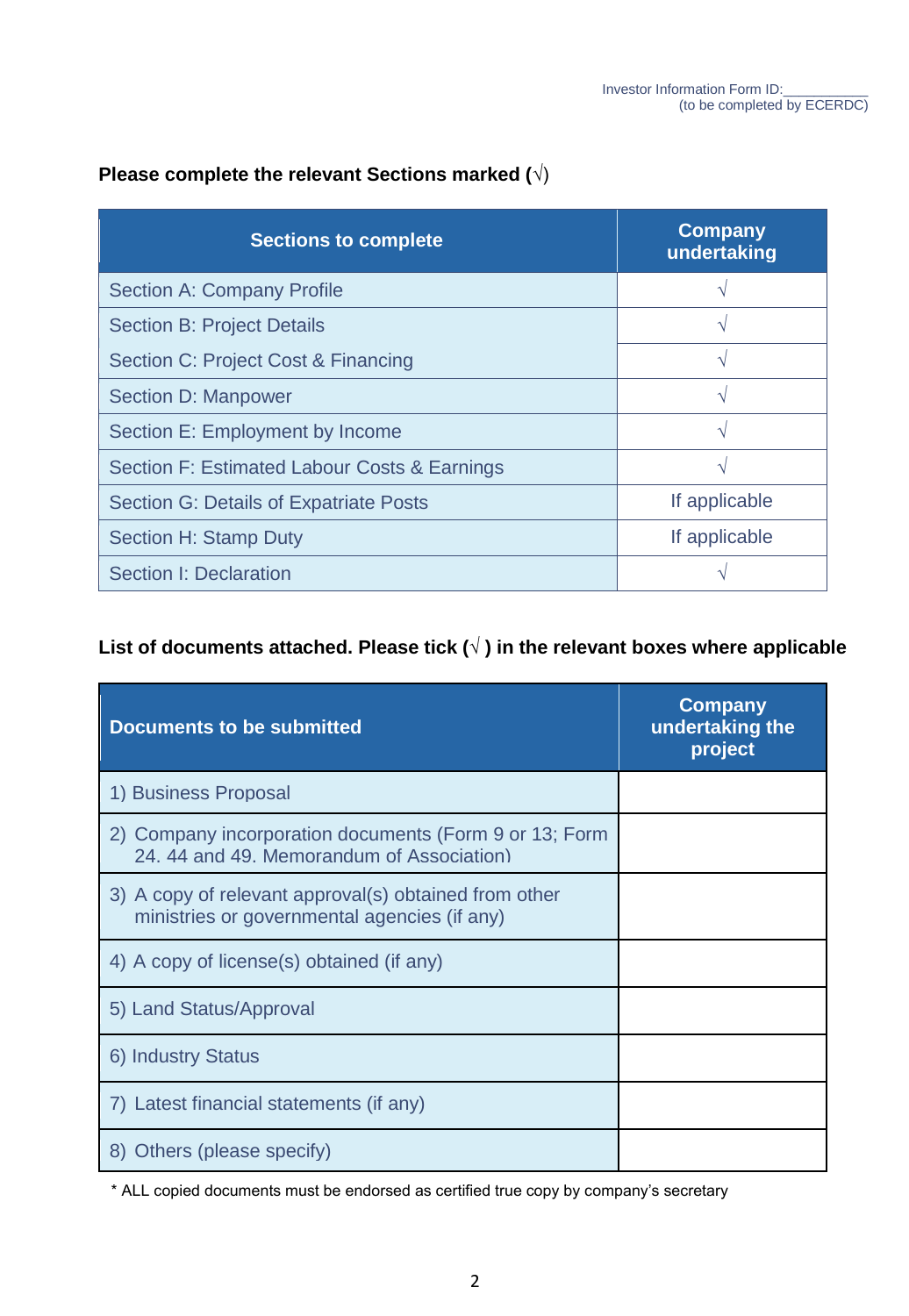Investor Information Form ID:___________
(to be completed by ECERDC)

**Please complete the relevant Sections marked (√)**

| Sections to complete | Company undertaking |
|---|---|
| Section A: Company Profile | √ |
| Section B: Project Details | √ |
| Section C: Project Cost & Financing | √ |
| Section D: Manpower | √ |
| Section E: Employment by Income | √ |
| Section F: Estimated Labour Costs & Earnings | √ |
| Section G: Details of Expatriate Posts | If applicable |
| Section H: Stamp Duty | If applicable |
| Section I: Declaration | √ |

**List of documents attached. Please tick (√ ) in the relevant boxes where applicable**

| Documents to be submitted | Company undertaking the project |
|---|---|
| 1) Business Proposal | |
| 2) Company incorporation documents (Form 9 or 13; Form 24. 44 and 49. Memorandum of Association) | |
| 3) A copy of relevant approval(s) obtained from other ministries or governmental agencies (if any) | |
| 4) A copy of license(s) obtained (if any) | |
| 5) Land Status/Approval | |
| 6) Industry Status | |
| 7) Latest financial statements (if any) | |
| 8) Others (please specify) | |

* ALL copied documents must be endorsed as certified true copy by company's secretary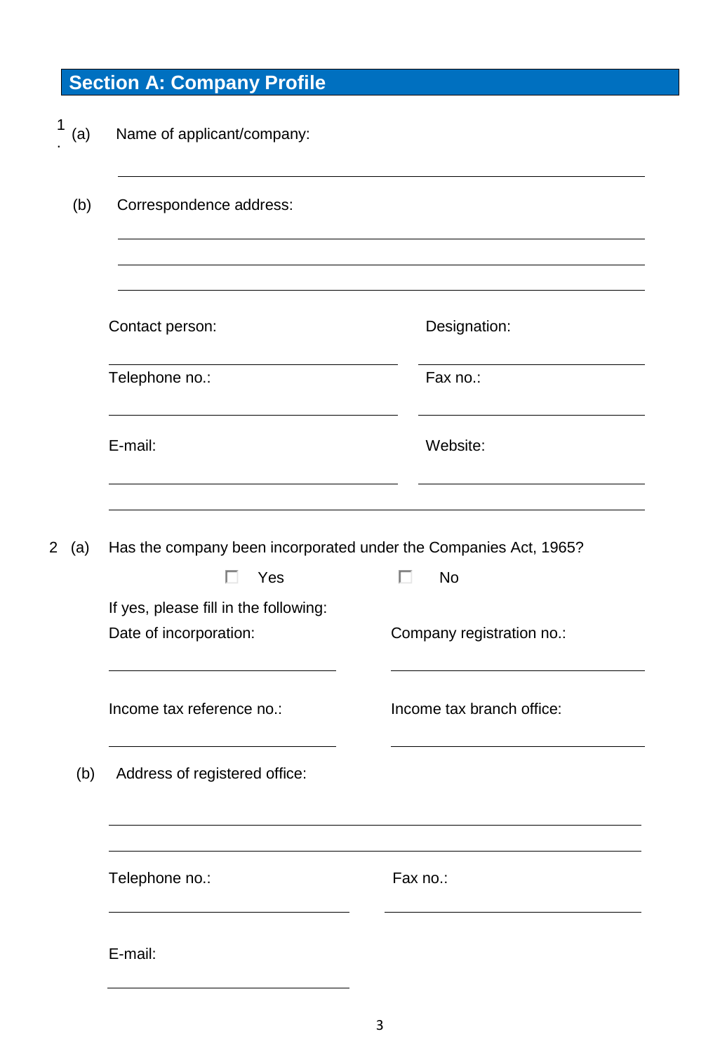## Section A: Company Profile

1. (a) Name of applicant/company:

   \_\_\_\_\_\_\_\_\_\_\_\_\_\_\_\_\_\_\_\_\_\_\_\_\_\_\_\_\_\_\_\_\_\_\_\_\_\_\_\_

   (b) Correspondence address:

   \_\_\_\_\_\_\_\_\_\_\_\_\_\_\_\_\_\_\_\_\_\_\_\_\_\_\_\_\_\_\_\_\_\_\_\_\_\_\_\_

   \_\_\_\_\_\_\_\_\_\_\_\_\_\_\_\_\_\_\_\_\_\_\_\_\_\_\_\_\_\_\_\_\_\_\_\_\_\_\_\_

   \_\_\_\_\_\_\_\_\_\_\_\_\_\_\_\_\_\_\_\_\_\_\_\_\_\_\_\_\_\_\_\_\_\_\_\_\_\_\_\_

   Contact person: \_\_\_\_\_\_\_\_\_\_\_\_\_\_\_\_\_\_\_\_ Designation: \_\_\_\_\_\_\_\_\_\_\_\_\_\_\_\_\_\_\_\_

   Telephone no.: \_\_\_\_\_\_\_\_\_\_\_\_\_\_\_\_\_\_\_\_ Fax no.: \_\_\_\_\_\_\_\_\_\_\_\_\_\_\_\_\_\_\_\_

   E-mail: \_\_\_\_\_\_\_\_\_\_\_\_\_\_\_\_\_\_\_\_ Website: \_\_\_\_\_\_\_\_\_\_\_\_\_\_\_\_\_\_\_\_

   \_\_\_\_\_\_\_\_\_\_\_\_\_\_\_\_\_\_\_\_\_\_\_\_\_\_\_\_\_\_\_\_\_\_\_\_\_\_\_\_

2. (a) Has the company been incorporated under the Companies Act, 1965?

   ☐ Yes ☐ No

   If yes, please fill in the following:

   Date of incorporation: \_\_\_\_\_\_\_\_\_\_\_\_\_\_\_\_\_\_\_\_ Company registration no.: \_\_\_\_\_\_\_\_\_\_\_\_\_\_\_\_\_\_\_\_

   Income tax reference no.: \_\_\_\_\_\_\_\_\_\_\_\_\_\_\_\_\_\_\_\_ Income tax branch office: \_\_\_\_\_\_\_\_\_\_\_\_\_\_\_\_\_\_\_\_

   (b) Address of registered office:

   \_\_\_\_\_\_\_\_\_\_\_\_\_\_\_\_\_\_\_\_\_\_\_\_\_\_\_\_\_\_\_\_\_\_\_\_\_\_\_\_

   \_\_\_\_\_\_\_\_\_\_\_\_\_\_\_\_\_\_\_\_\_\_\_\_\_\_\_\_\_\_\_\_\_\_\_\_\_\_\_\_

   Telephone no.: \_\_\_\_\_\_\_\_\_\_\_\_\_\_\_\_\_\_\_\_ Fax no.: \_\_\_\_\_\_\_\_\_\_\_\_\_\_\_\_\_\_\_\_

   E-mail: \_\_\_\_\_\_\_\_\_\_\_\_\_\_\_\_\_\_\_\_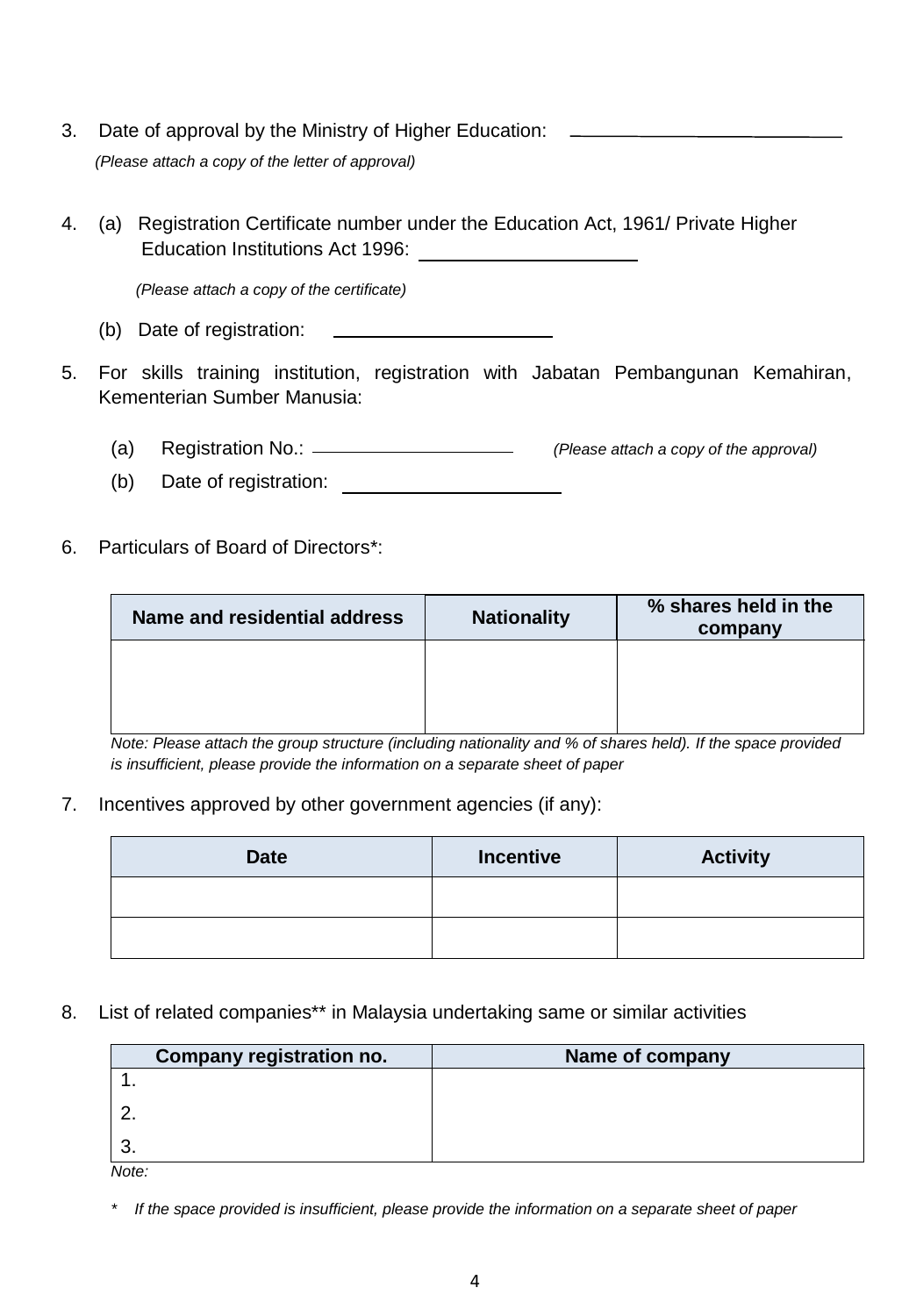3. Date of approval by the Ministry of Higher Education: ____________________

   *(Please attach a copy of the letter of approval)*

4. (a) Registration Certificate number under the Education Act, 1961/ Private Higher Education Institutions Act 1996: ____________________

   *(Please attach a copy of the certificate)*

   (b) Date of registration: ____________________

5. For skills training institution, registration with Jabatan Pembangunan Kemahiran, Kementerian Sumber Manusia:

   (a) Registration No.: ____________________ *(Please attach a copy of the approval)*

   (b) Date of registration: ____________________

6. Particulars of Board of Directors*:

| Name and residential address | Nationality | % shares held in the company |
|---|---|---|
| | | |

*Note: Please attach the group structure (including nationality and % of shares held). If the space provided is insufficient, please provide the information on a separate sheet of paper*

7. Incentives approved by other government agencies (if any):

| Date | Incentive | Activity |
|---|---|---|
| | | |
| | | |

8. List of related companies** in Malaysia undertaking same or similar activities

| Company registration no. | Name of company |
|---|---|
| 1. | |
| 2. | |
| 3. | |

*Note:*

\* *If the space provided is insufficient, please provide the information on a separate sheet of paper*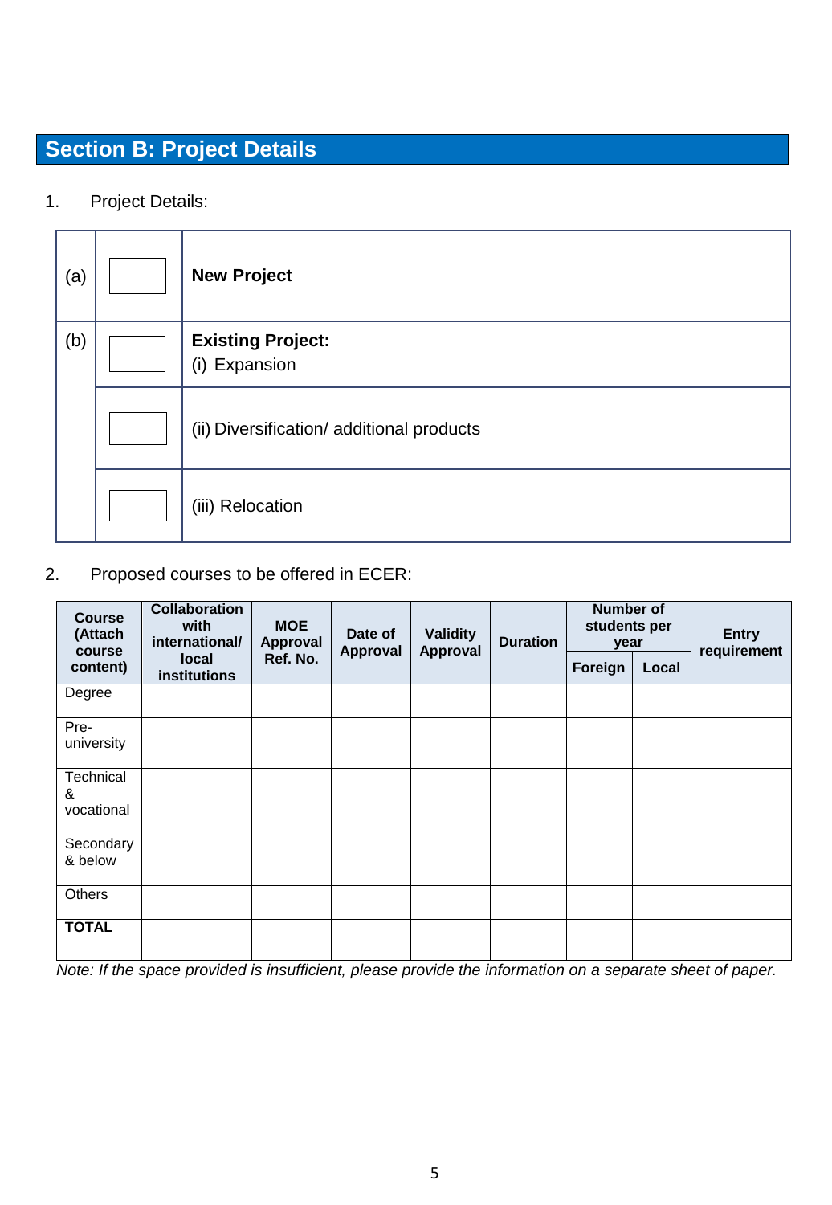## Section B: Project Details

1. Project Details:

| | | |
|---|---|---|
| (a) | ☐ | **New Project** |
| (b) | ☐ | **Existing Project:** (i) Expansion |
| | ☐ | (ii) Diversification/ additional products |
| | ☐ | (iii) Relocation |

2. Proposed courses to be offered in ECER:

| Course (Attach course content) | Collaboration with international/ local institutions | MOE Approval Ref. No. | Date of Approval | Validity Approval | Duration | Number of students per year | | Entry requirement |
|---|---|---|---|---|---|---|---|---|
| | | | | | | Foreign | Local | |
| Degree | | | | | | | | |
| Pre-university | | | | | | | | |
| Technical & vocational | | | | | | | | |
| Secondary & below | | | | | | | | |
| Others | | | | | | | | |
| **TOTAL** | | | | | | | | |

*Note: If the space provided is insufficient, please provide the information on a separate sheet of paper.*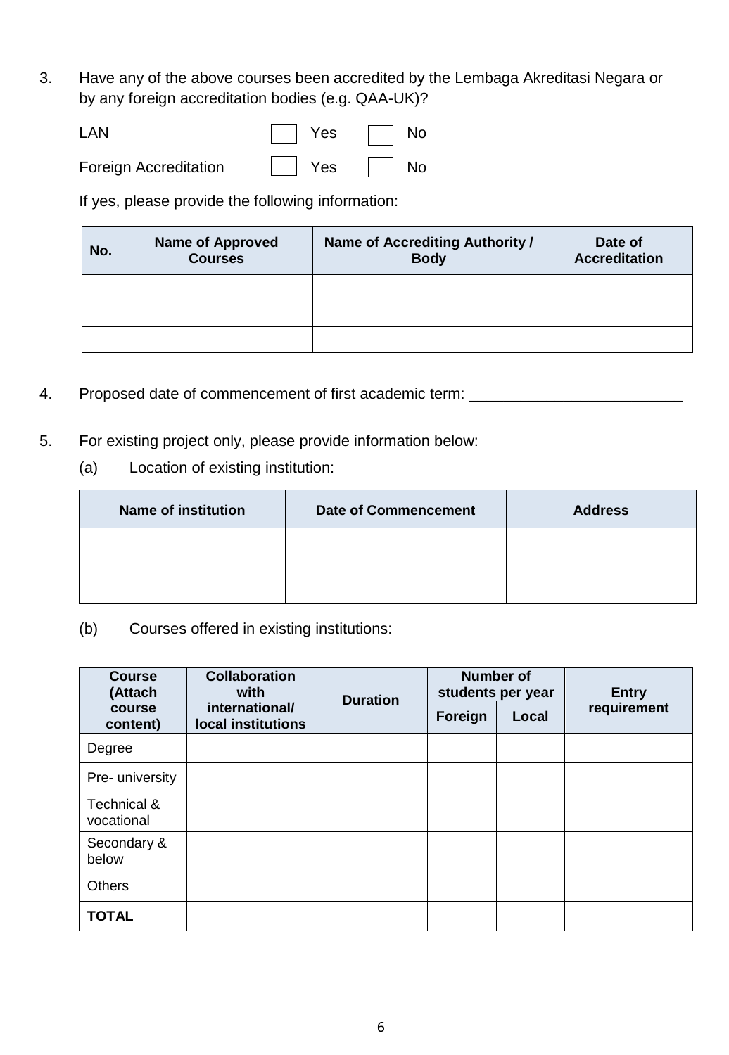3. Have any of the above courses been accredited by the Lembaga Akreditasi Negara or by any foreign accreditation bodies (e.g. QAA-UK)?

LAN ☐ Yes ☐ No

Foreign Accreditation ☐ Yes ☐ No

If yes, please provide the following information:

| No. | Name of Approved Courses | Name of Accrediting Authority / Body | Date of Accreditation |
|---|---|---|---|
| | | | |
| | | | |
| | | | |

4. Proposed date of commencement of first academic term: _________________________

5. For existing project only, please provide information below:

(a) Location of existing institution:

| Name of institution | Date of Commencement | Address |
|---|---|---|
| | | |

(b) Courses offered in existing institutions:

| Course (Attach course content) | Collaboration with international/ local institutions | Duration | Number of students per year | | Entry requirement |
|---|---|---|---|---|---|
| | | | Foreign | Local | |
| Degree | | | | | |
| Pre- university | | | | | |
| Technical & vocational | | | | | |
| Secondary & below | | | | | |
| Others | | | | | |
| **TOTAL** | | | | | |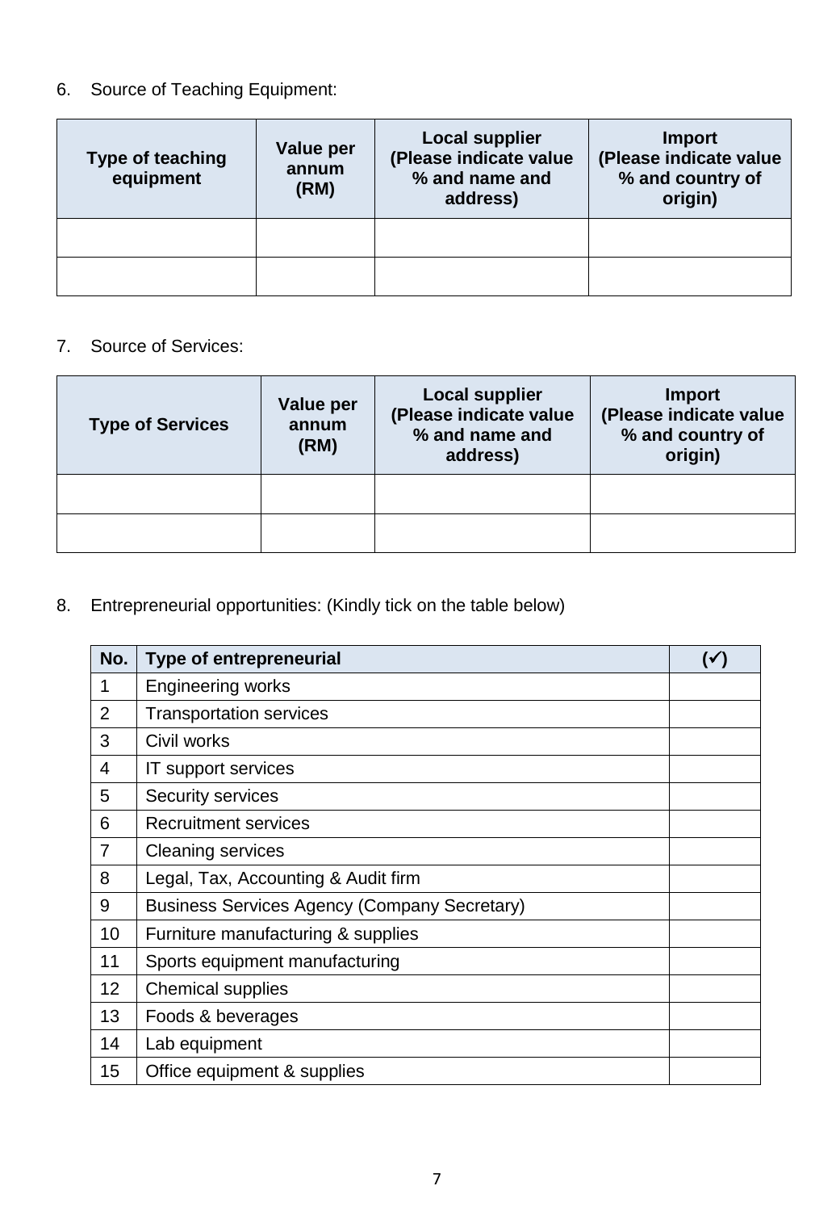6. Source of Teaching Equipment:

| Type of teaching equipment | Value per annum (RM) | Local supplier (Please indicate value % and name and address) | Import (Please indicate value % and country of origin) |
|---|---|---|---|
| | | | |
| | | | |

7. Source of Services:

| Type of Services | Value per annum (RM) | Local supplier (Please indicate value % and name and address) | Import (Please indicate value % and country of origin) |
|---|---|---|---|
| | | | |
| | | | |

8. Entrepreneurial opportunities: (Kindly tick on the table below)

| No. | Type of entrepreneurial | (✓) |
|---|---|---|
| 1 | Engineering works | |
| 2 | Transportation services | |
| 3 | Civil works | |
| 4 | IT support services | |
| 5 | Security services | |
| 6 | Recruitment services | |
| 7 | Cleaning services | |
| 8 | Legal, Tax, Accounting & Audit firm | |
| 9 | Business Services Agency (Company Secretary) | |
| 10 | Furniture manufacturing & supplies | |
| 11 | Sports equipment manufacturing | |
| 12 | Chemical supplies | |
| 13 | Foods & beverages | |
| 14 | Lab equipment | |
| 15 | Office equipment & supplies | |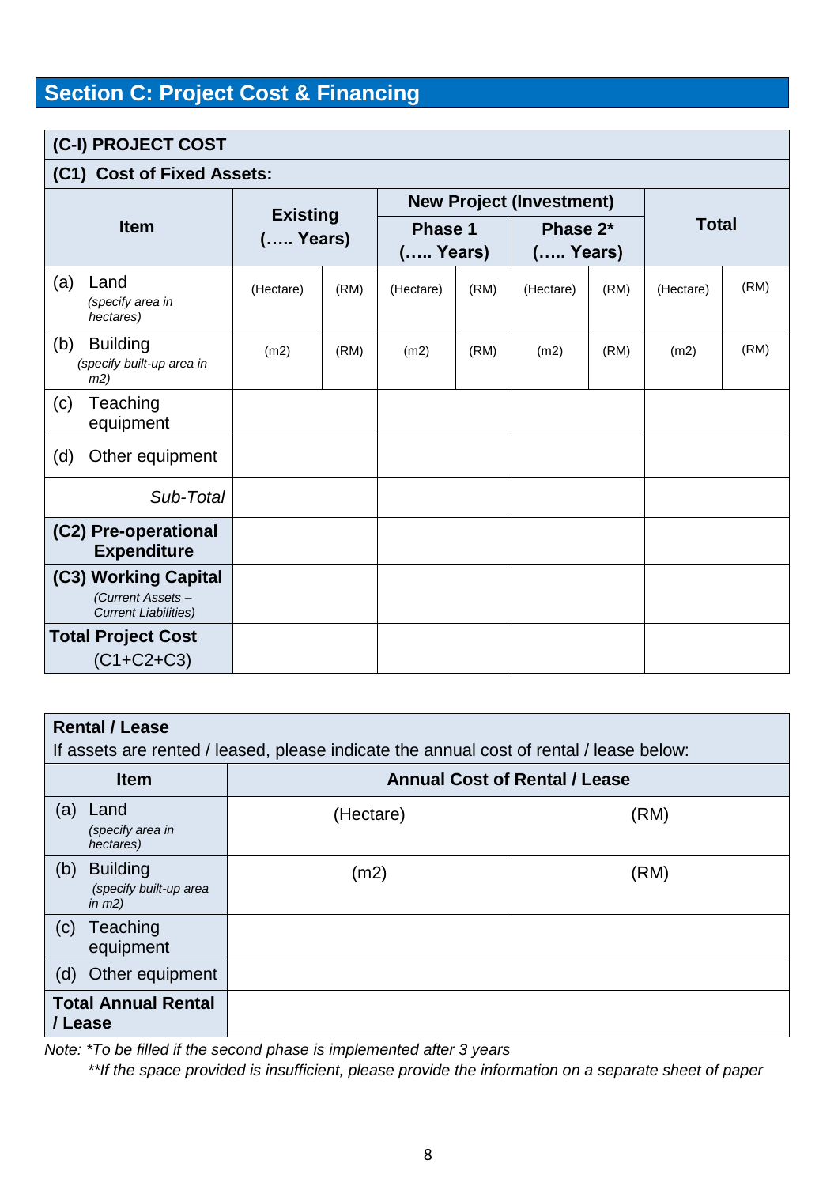## Section C: Project Cost & Financing

| **(C-I) PROJECT COST** | | | | | | | | |
|---|---|---|---|---|---|---|---|---|
| **(C1) Cost of Fixed Assets:** | | | | | | | | |
| **Item** | **Existing (….. Years)** | | **New Project (Investment)** | | | | **Total** | |
| | | | **Phase 1 (….. Years)** | | **Phase 2* (….. Years)** | | | |
| (a) Land *(specify area in hectares)* | (Hectare) | (RM) | (Hectare) | (RM) | (Hectare) | (RM) | (Hectare) | (RM) |
| (b) Building *(specify built-up area in m2)* | (m2) | (RM) | (m2) | (RM) | (m2) | (RM) | (m2) | (RM) |
| (c) Teaching equipment | | | | | | | | |
| (d) Other equipment | | | | | | | | |
| *Sub-Total* | | | | | | | | |
| **(C2) Pre-operational Expenditure** | | | | | | | | |
| **(C3) Working Capital** *(Current Assets – Current Liabilities)* | | | | | | | | |
| **Total Project Cost** (C1+C2+C3) | | | | | | | | |

| **Rental / Lease** If assets are rented / leased, please indicate the annual cost of rental / lease below: | | |
|---|---|---|
| **Item** | **Annual Cost of Rental / Lease** | |
| (a) Land *(specify area in hectares)* | (Hectare) | (RM) |
| (b) Building *(specify built-up area in m2)* | (m2) | (RM) |
| (c) Teaching equipment | | |
| (d) Other equipment | | |
| **Total Annual Rental / Lease** | | |

*Note: *To be filled if the second phase is implemented after 3 years*

*\*\*If the space provided is insufficient, please provide the information on a separate sheet of paper*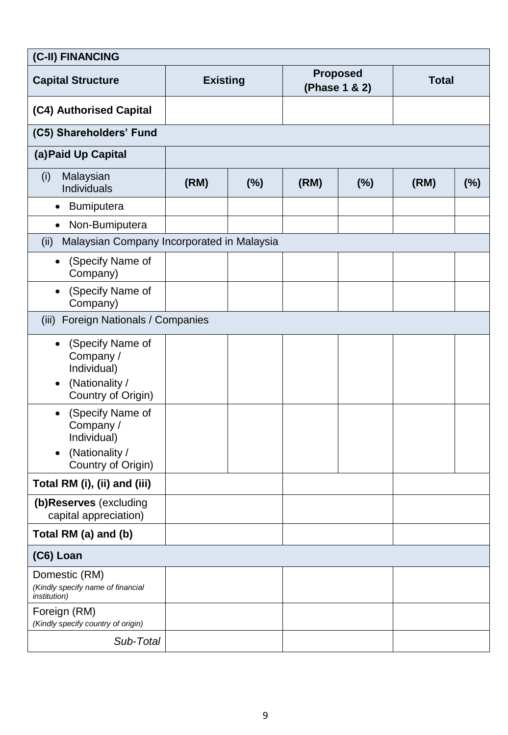| (C-II) FINANCING | | | | | | |
|---|---|---|---|---|---|---|
| **Capital Structure** | **Existing** | | **Proposed (Phase 1 & 2)** | | **Total** | |
| **(C4) Authorised Capital** | | | | | | |
| **(C5) Shareholders' Fund** | | | | | | |
| **(a) Paid Up Capital** | | | | | | |
| (i) Malaysian Individuals | **(RM)** | **(%)** | **(RM)** | **(%)** | **(RM)** | **(%)** |
| • Bumiputera | | | | | | |
| • Non-Bumiputera | | | | | | |
| (ii) Malaysian Company Incorporated in Malaysia | | | | | | |
| • (Specify Name of Company) | | | | | | |
| • (Specify Name of Company) | | | | | | |
| (iii) Foreign Nationals / Companies | | | | | | |
| • (Specify Name of Company / Individual) • (Nationality / Country of Origin) | | | | | | |
| • (Specify Name of Company / Individual) • (Nationality / Country of Origin) | | | | | | |
| **Total RM (i), (ii) and (iii)** | | | | | | |
| **(b) Reserves** (excluding capital appreciation) | | | | | | |
| **Total RM (a) and (b)** | | | | | | |
| **(C6) Loan** | | | | | | |
| Domestic (RM) *(Kindly specify name of financial institution)* | | | | | | |
| Foreign (RM) *(Kindly specify country of origin)* | | | | | | |
| *Sub-Total* | | | | | | |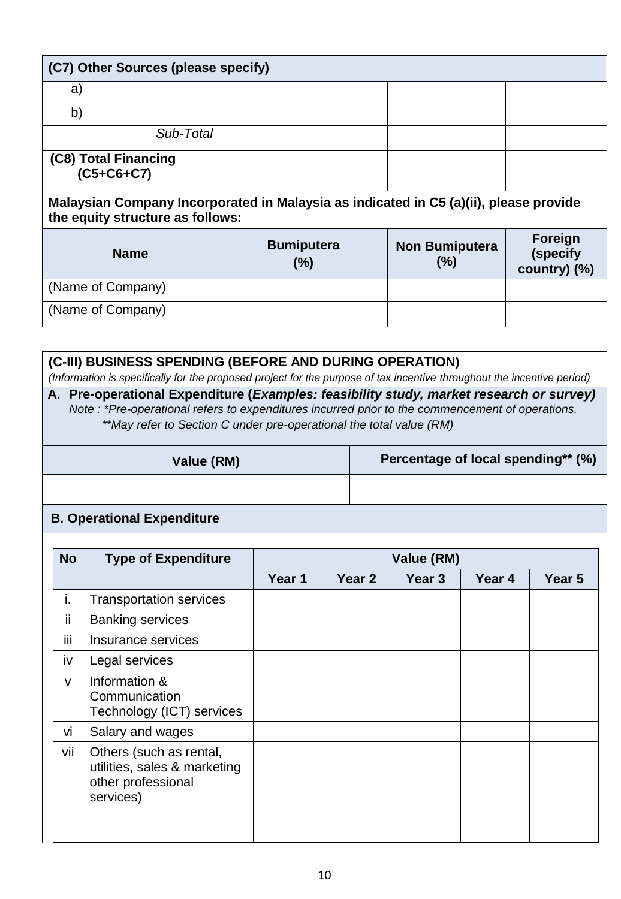| (C7) Other Sources (please specify) | | | |
|---|---|---|---|
| a) | | | |
| b) | | | |
| *Sub-Total* | | | |
| **(C8) Total Financing (C5+C6+C7)** | | | |

**Malaysian Company Incorporated in Malaysia as indicated in C5 (a)(ii), please provide the equity structure as follows:**

| Name | Bumiputera (%) | Non Bumiputera (%) | Foreign (specify country) (%) |
|---|---|---|---|
| (Name of Company) | | | |
| (Name of Company) | | | |

**(C-III) BUSINESS SPENDING (BEFORE AND DURING OPERATION)**

*(Information is specifically for the proposed project for the purpose of tax incentive throughout the incentive period)*

**A. Pre-operational Expenditure (*Examples: feasibility study, market research or survey)***

*Note : \*Pre-operational refers to expenditures incurred prior to the commencement of operations.*
*\*\*May refer to Section C under pre-operational the total value (RM)*

| Value (RM) | Percentage of local spending** (%) |
|---|---|
| | |

**B. Operational Expenditure**

| No | Type of Expenditure | Value (RM) | | | | |
|---|---|---|---|---|---|---|
| | | Year 1 | Year 2 | Year 3 | Year 4 | Year 5 |
| i. | Transportation services | | | | | |
| ii | Banking services | | | | | |
| iii | Insurance services | | | | | |
| iv | Legal services | | | | | |
| v | Information & Communication Technology (ICT) services | | | | | |
| vi | Salary and wages | | | | | |
| vii | Others (such as rental, utilities, sales & marketing other professional services) | | | | | |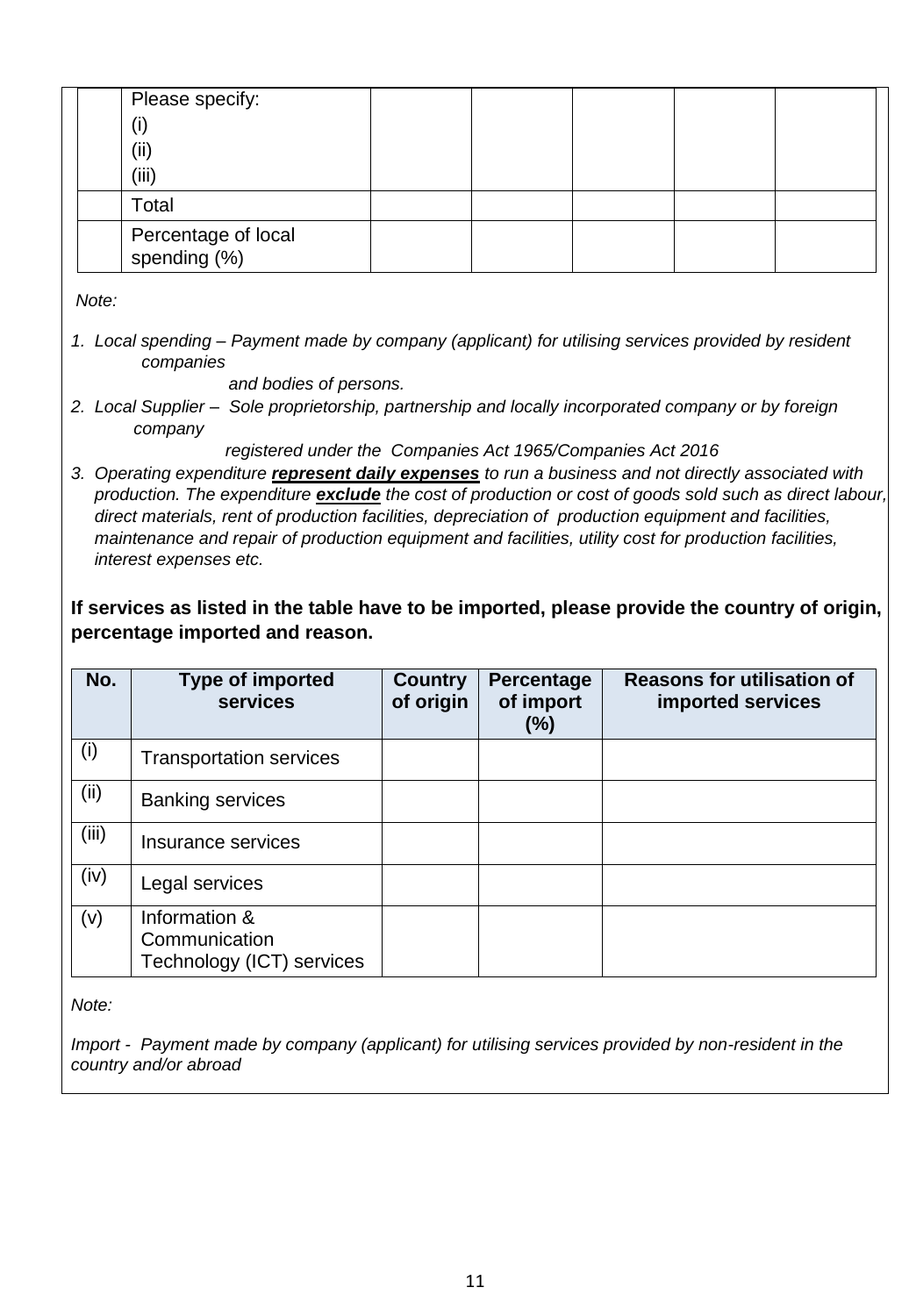| | | | | | | |
|---|---|---|---|---|---|---|
| | Please specify:<br>(i)<br>(ii)<br>(iii) | | | | | |
| | Total | | | | | |
| | Percentage of local spending (%) | | | | | |

*Note:*

1. *Local spending – Payment made by company (applicant) for utilising services provided by resident companies and bodies of persons.*
2. *Local Supplier – Sole proprietorship, partnership and locally incorporated company or by foreign company registered under the Companies Act 1965/Companies Act 2016*
3. *Operating expenditure* ***represent daily expenses*** *to run a business and not directly associated with production. The expenditure* ***exclude*** *the cost of production or cost of goods sold such as direct labour, direct materials, rent of production facilities, depreciation of production equipment and facilities, maintenance and repair of production equipment and facilities, utility cost for production facilities, interest expenses etc.*

**If services as listed in the table have to be imported, please provide the country of origin, percentage imported and reason.**

| No. | Type of imported services | Country of origin | Percentage of import (%) | Reasons for utilisation of imported services |
|---|---|---|---|---|
| (i) | Transportation services | | | |
| (ii) | Banking services | | | |
| (iii) | Insurance services | | | |
| (iv) | Legal services | | | |
| (v) | Information & Communication Technology (ICT) services | | | |

*Note:*

*Import - Payment made by company (applicant) for utilising services provided by non-resident in the country and/or abroad*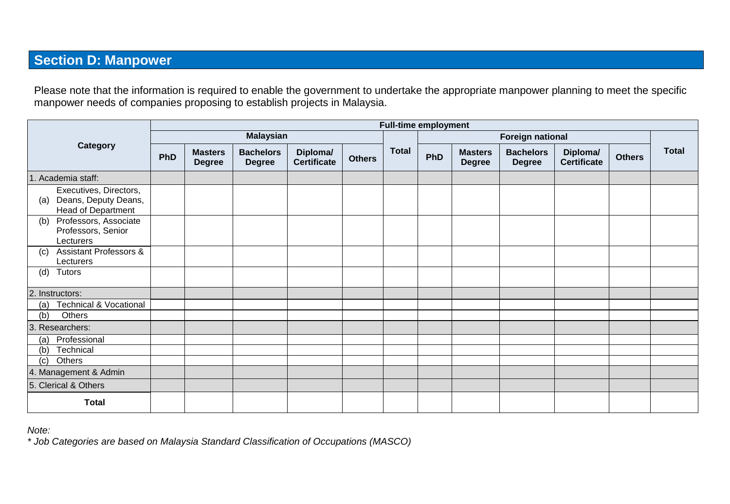## Section D: Manpower

Please note that the information is required to enable the government to undertake the appropriate manpower planning to meet the specific manpower needs of companies proposing to establish projects in Malaysia.

| Category | Full-time employment | | | | | | | | | | | |
|---|---|---|---|---|---|---|---|---|---|---|---|---|
| | Malaysian | | | | | Total | Foreign national | | | | | Total |
| | PhD | Masters Degree | Bachelors Degree | Diploma/ Certificate | Others | | PhD | Masters Degree | Bachelors Degree | Diploma/ Certificate | Others | |
| 1. Academia staff: | | | | | | | | | | | | |
| (a) Executives, Directors, Deans, Deputy Deans, Head of Department | | | | | | | | | | | | |
| (b) Professors, Associate Professors, Senior Lecturers | | | | | | | | | | | | |
| (c) Assistant Professors & Lecturers | | | | | | | | | | | | |
| (d) Tutors | | | | | | | | | | | | |
| 2. Instructors: | | | | | | | | | | | | |
| (a) Technical & Vocational | | | | | | | | | | | | |
| (b) Others | | | | | | | | | | | | |
| 3. Researchers: | | | | | | | | | | | | |
| (a) Professional | | | | | | | | | | | | |
| (b) Technical | | | | | | | | | | | | |
| (c) Others | | | | | | | | | | | | |
| 4. Management & Admin | | | | | | | | | | | | |
| 5. Clerical & Others | | | | | | | | | | | | |
| **Total** | | | | | | | | | | | | |

*Note:*

*\* Job Categories are based on Malaysia Standard Classification of Occupations (MASCO)*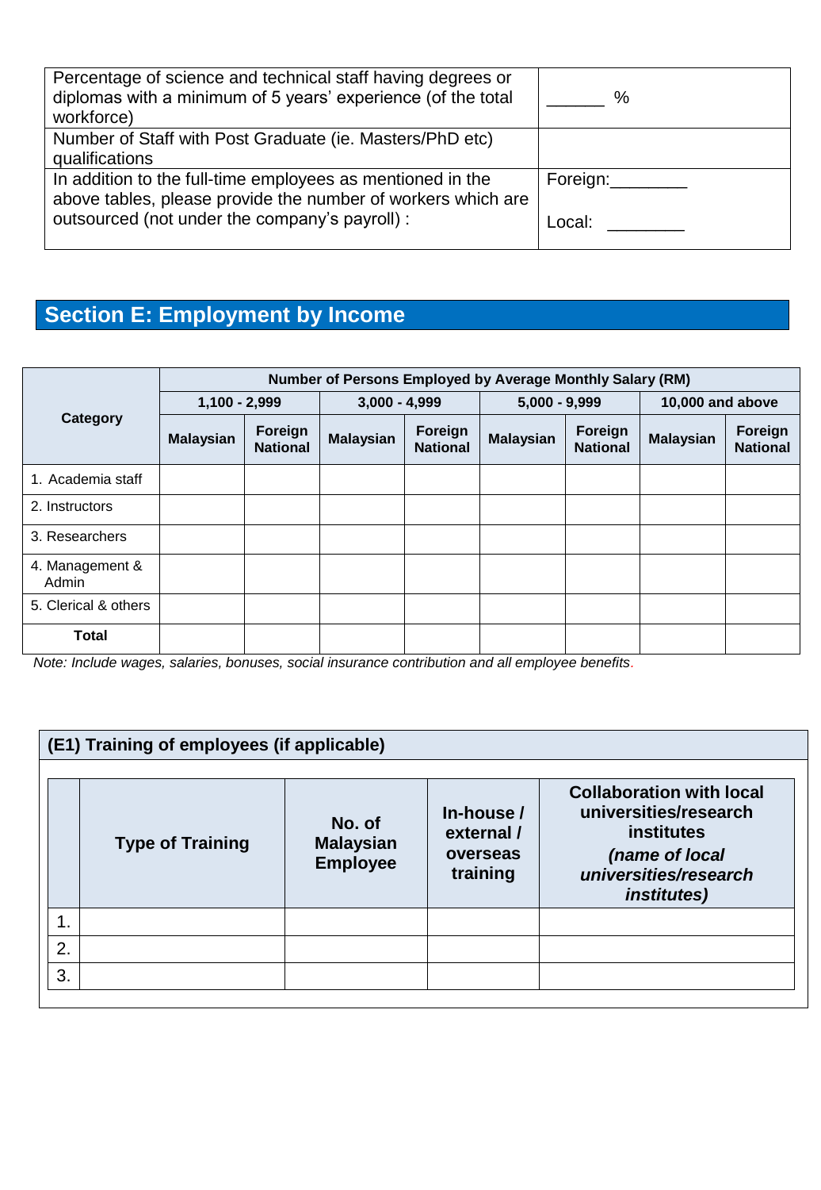| | |
|---|---|
| Percentage of science and technical staff having degrees or diplomas with a minimum of 5 years' experience (of the total workforce) | ______ % |
| Number of Staff with Post Graduate (ie. Masters/PhD etc) qualifications | |
| In addition to the full-time employees as mentioned in the above tables, please provide the number of workers which are outsourced (not under the company's payroll) : | Foreign:________ Local: ________ |

## Section E: Employment by Income

| Category | Number of Persons Employed by Average Monthly Salary (RM) | | | | | | | |
|---|---|---|---|---|---|---|---|---|
| | 1,100 - 2,999 | | 3,000 - 4,999 | | 5,000 - 9,999 | | 10,000 and above | |
| | Malaysian | Foreign National | Malaysian | Foreign National | Malaysian | Foreign National | Malaysian | Foreign National |
| 1. Academia staff | | | | | | | | |
| 2. Instructors | | | | | | | | |
| 3. Researchers | | | | | | | | |
| 4. Management & Admin | | | | | | | | |
| 5. Clerical & others | | | | | | | | |
| **Total** | | | | | | | | |

*Note: Include wages, salaries, bonuses, social insurance contribution and all employee benefits.*

### (E1) Training of employees (if applicable)

| | Type of Training | No. of Malaysian Employee | In-house / external / overseas training | Collaboration with local universities/research institutes *(name of local universities/research institutes)* |
|---|---|---|---|---|
| 1. | | | | |
| 2. | | | | |
| 3. | | | | |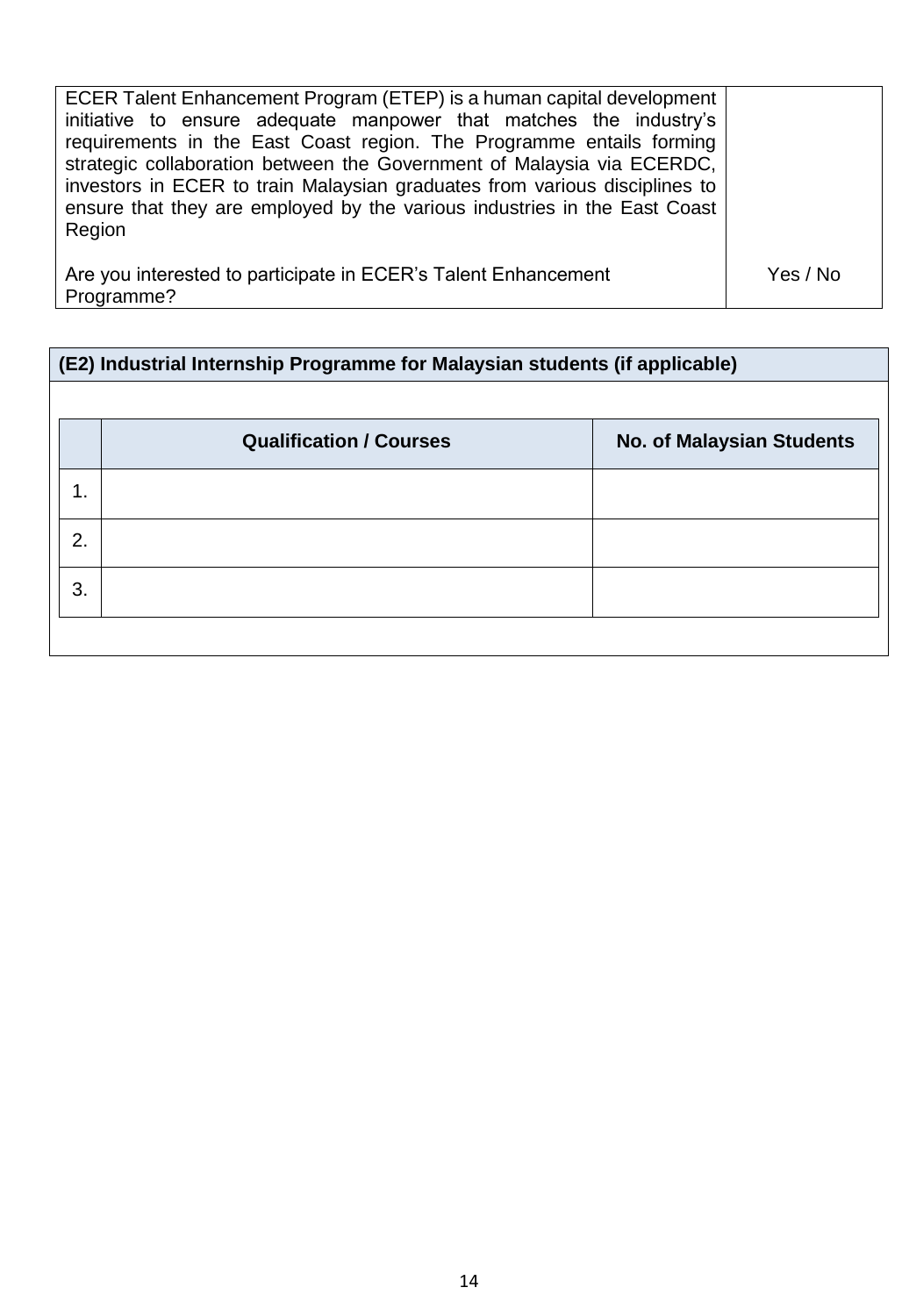| ECER Talent Enhancement Program (ETEP) is a human capital development initiative to ensure adequate manpower that matches the industry's requirements in the East Coast region. The Programme entails forming strategic collaboration between the Government of Malaysia via ECERDC, investors in ECER to train Malaysian graduates from various disciplines to ensure that they are employed by the various industries in the East Coast Region<br><br>Are you interested to participate in ECER's Talent Enhancement Programme? | Yes / No |
|---|---|

**(E2) Industrial Internship Programme for Malaysian students (if applicable)**

| | Qualification / Courses | No. of Malaysian Students |
|---|---|---|
| 1. | | |
| 2. | | |
| 3. | | |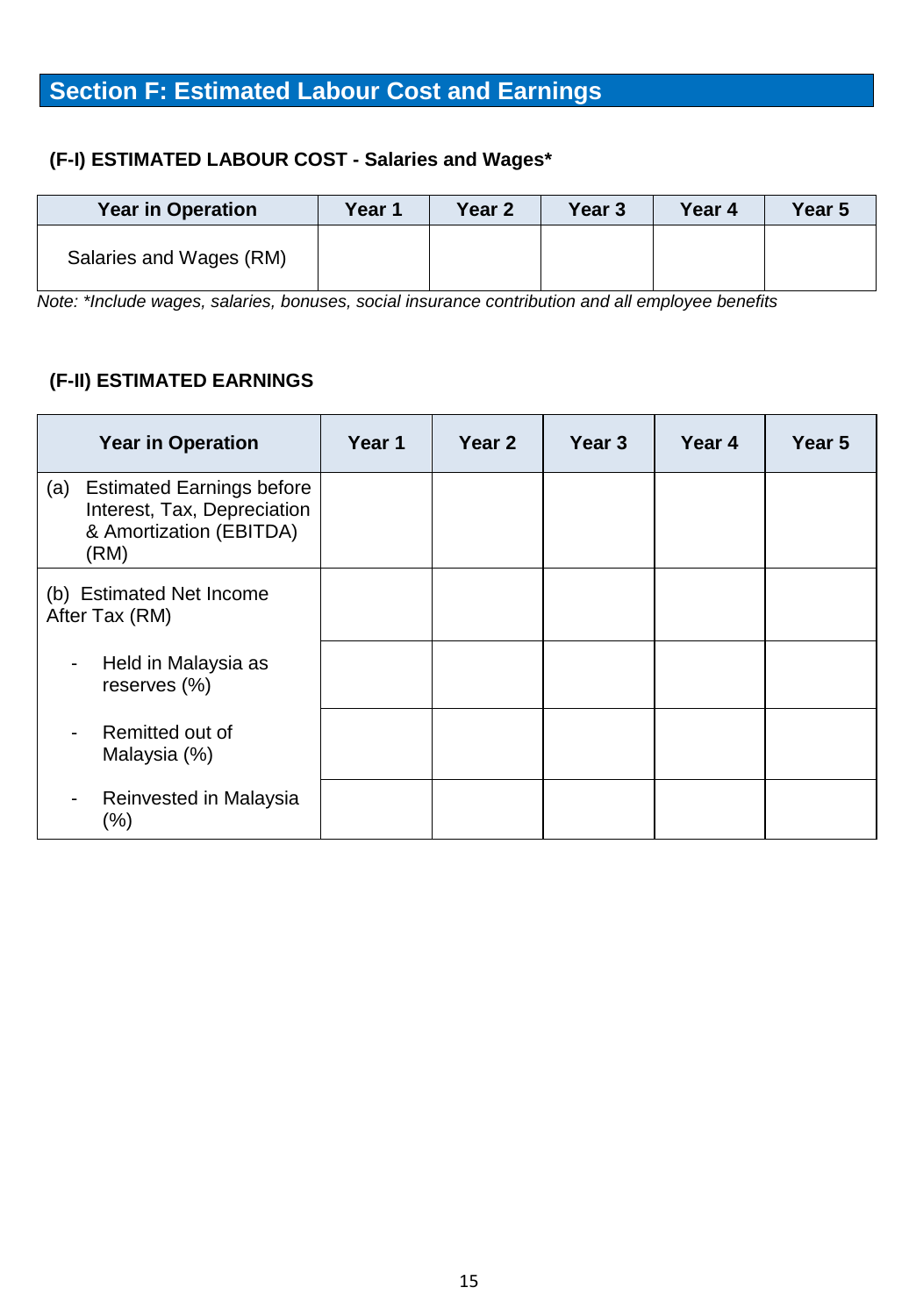## Section F: Estimated Labour Cost and Earnings

### (F-I) ESTIMATED LABOUR COST - Salaries and Wages*

| Year in Operation | Year 1 | Year 2 | Year 3 | Year 4 | Year 5 |
|---|---|---|---|---|---|
| Salaries and Wages (RM) | | | | | |

*Note: *Include wages, salaries, bonuses, social insurance contribution and all employee benefits*

### (F-II) ESTIMATED EARNINGS

| Year in Operation | Year 1 | Year 2 | Year 3 | Year 4 | Year 5 |
|---|---|---|---|---|---|
| (a) Estimated Earnings before Interest, Tax, Depreciation & Amortization (EBITDA) (RM) | | | | | |
| (b) Estimated Net Income After Tax (RM) | | | | | |
| - Held in Malaysia as reserves (%) | | | | | |
| - Remitted out of Malaysia (%) | | | | | |
| - Reinvested in Malaysia (%) | | | | | |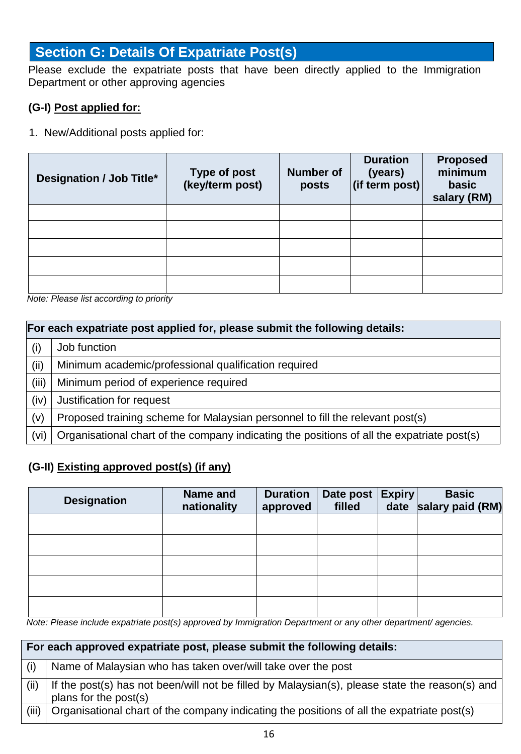## Section G: Details Of Expatriate Post(s)

Please exclude the expatriate posts that have been directly applied to the Immigration Department or other approving agencies

**(G-I) <u>Post applied for:</u>**

1. New/Additional posts applied for:

| Designation / Job Title* | Type of post (key/term post) | Number of posts | Duration (years) (if term post) | Proposed minimum basic salary (RM) |
|---|---|---|---|---|
| | | | | |
| | | | | |
| | | | | |
| | | | | |
| | | | | |

*Note: Please list according to priority*

| For each expatriate post applied for, please submit the following details: | |
|---|---|
| (i) | Job function |
| (ii) | Minimum academic/professional qualification required |
| (iii) | Minimum period of experience required |
| (iv) | Justification for request |
| (v) | Proposed training scheme for Malaysian personnel to fill the relevant post(s) |
| (vi) | Organisational chart of the company indicating the positions of all the expatriate post(s) |

**(G-II) <u>Existing approved post(s) (if any)</u>**

| Designation | Name and nationality | Duration approved | Date post filled | Expiry date | Basic salary paid (RM) |
|---|---|---|---|---|---|
| | | | | | |
| | | | | | |
| | | | | | |
| | | | | | |
| | | | | | |

*Note: Please include expatriate post(s) approved by Immigration Department or any other department/ agencies.*

| For each approved expatriate post, please submit the following details: | |
|---|---|
| (i) | Name of Malaysian who has taken over/will take over the post |
| (ii) | If the post(s) has not been/will not be filled by Malaysian(s), please state the reason(s) and plans for the post(s) |
| (iii) | Organisational chart of the company indicating the positions of all the expatriate post(s) |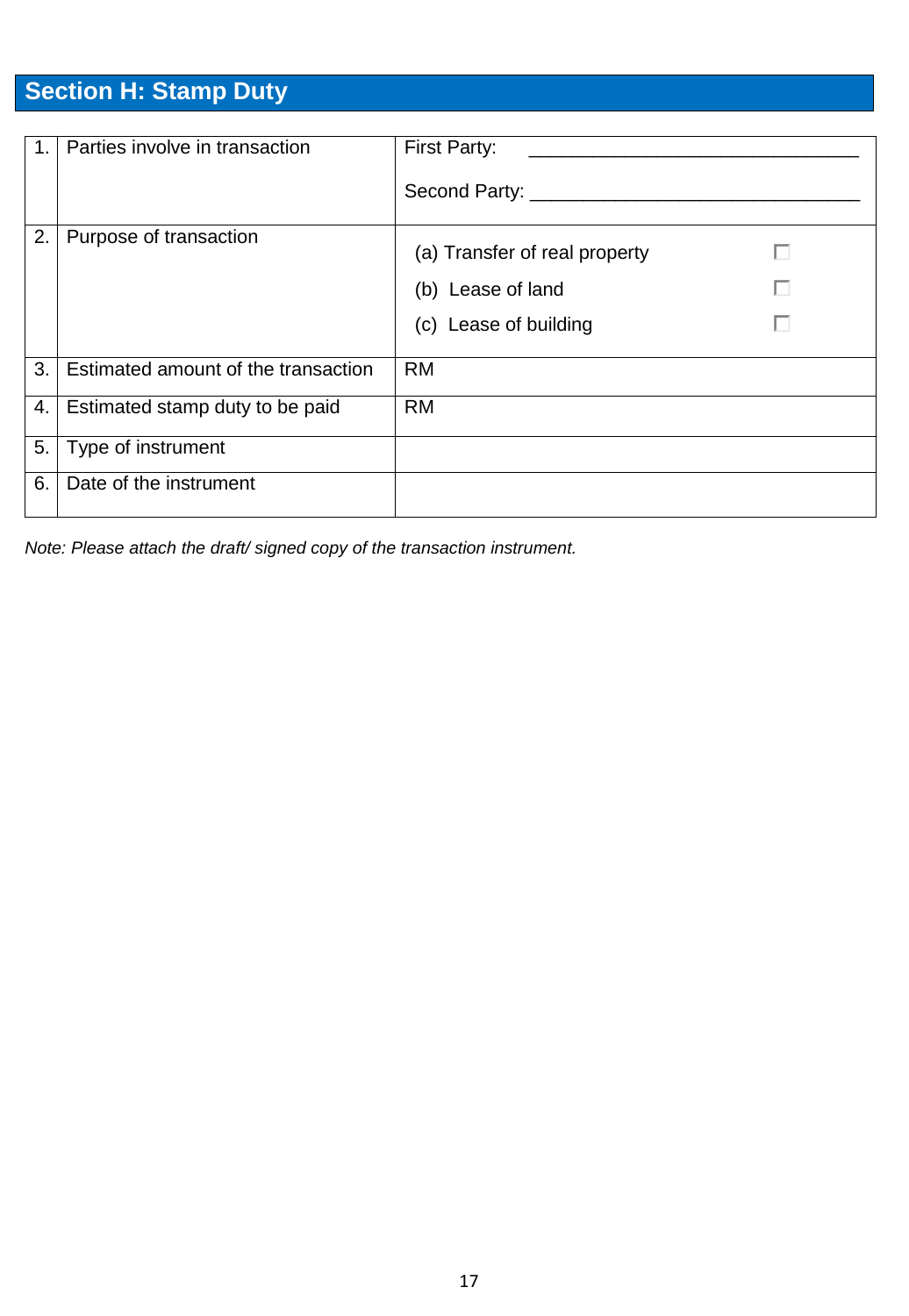## Section H: Stamp Duty

| | | |
|---|---|---|
| 1. | Parties involve in transaction | First Party: ________________________________<br><br>Second Party: ________________________________ |
| 2. | Purpose of transaction | (a) Transfer of real property ☐<br>(b) Lease of land ☐<br>(c) Lease of building ☐ |
| 3. | Estimated amount of the transaction | RM |
| 4. | Estimated stamp duty to be paid | RM |
| 5. | Type of instrument | |
| 6. | Date of the instrument | |

*Note: Please attach the draft/ signed copy of the transaction instrument.*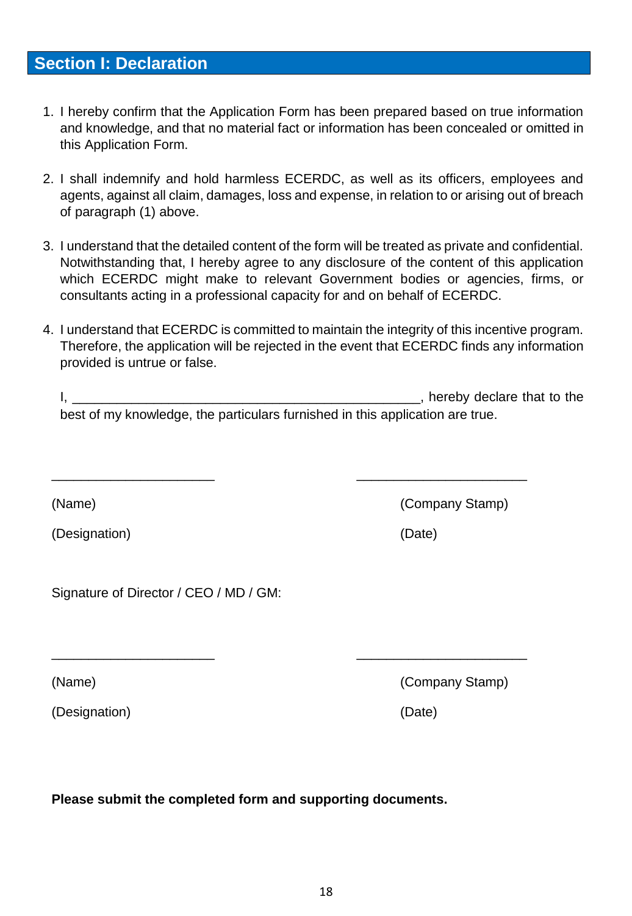## Section I: Declaration

1. I hereby confirm that the Application Form has been prepared based on true information and knowledge, and that no material fact or information has been concealed or omitted in this Application Form.

2. I shall indemnify and hold harmless ECERDC, as well as its officers, employees and agents, against all claim, damages, loss and expense, in relation to or arising out of breach of paragraph (1) above.

3. I understand that the detailed content of the form will be treated as private and confidential. Notwithstanding that, I hereby agree to any disclosure of the content of this application which ECERDC might make to relevant Government bodies or agencies, firms, or consultants acting in a professional capacity for and on behalf of ECERDC.

4. I understand that ECERDC is committed to maintain the integrity of this incentive program. Therefore, the application will be rejected in the event that ECERDC finds any information provided is untrue or false.

   I, _______________________________________________, hereby declare that to the best of my knowledge, the particulars furnished in this application are true.

______________________ &nbsp;&nbsp;&nbsp;&nbsp;&nbsp;&nbsp;&nbsp;&nbsp;&nbsp;&nbsp;&nbsp;&nbsp;&nbsp;&nbsp;&nbsp;&nbsp;&nbsp;&nbsp;&nbsp;&nbsp;&nbsp;&nbsp;&nbsp;&nbsp;&nbsp;&nbsp;&nbsp;&nbsp;&nbsp;&nbsp;&nbsp;&nbsp;&nbsp;&nbsp;&nbsp;&nbsp;&nbsp;&nbsp; _______________________

(Name) &nbsp;&nbsp;&nbsp;&nbsp;&nbsp;&nbsp;&nbsp;&nbsp;&nbsp;&nbsp;&nbsp;&nbsp;&nbsp;&nbsp;&nbsp;&nbsp;&nbsp;&nbsp;&nbsp;&nbsp;&nbsp;&nbsp;&nbsp;&nbsp;&nbsp;&nbsp;&nbsp;&nbsp;&nbsp;&nbsp;&nbsp;&nbsp;&nbsp;&nbsp;&nbsp;&nbsp;&nbsp;&nbsp;&nbsp;&nbsp;&nbsp;&nbsp;&nbsp;&nbsp;&nbsp;&nbsp;&nbsp;&nbsp;&nbsp;&nbsp;&nbsp;&nbsp;&nbsp;&nbsp;&nbsp;&nbsp;&nbsp;&nbsp; (Company Stamp)

(Designation) &nbsp;&nbsp;&nbsp;&nbsp;&nbsp;&nbsp;&nbsp;&nbsp;&nbsp;&nbsp;&nbsp;&nbsp;&nbsp;&nbsp;&nbsp;&nbsp;&nbsp;&nbsp;&nbsp;&nbsp;&nbsp;&nbsp;&nbsp;&nbsp;&nbsp;&nbsp;&nbsp;&nbsp;&nbsp;&nbsp;&nbsp;&nbsp;&nbsp;&nbsp;&nbsp;&nbsp;&nbsp;&nbsp;&nbsp;&nbsp;&nbsp;&nbsp;&nbsp;&nbsp;&nbsp;&nbsp;&nbsp;&nbsp;&nbsp;&nbsp;&nbsp; (Date)

Signature of Director / CEO / MD / GM:

______________________ &nbsp;&nbsp;&nbsp;&nbsp;&nbsp;&nbsp;&nbsp;&nbsp;&nbsp;&nbsp;&nbsp;&nbsp;&nbsp;&nbsp;&nbsp;&nbsp;&nbsp;&nbsp;&nbsp;&nbsp;&nbsp;&nbsp;&nbsp;&nbsp;&nbsp;&nbsp;&nbsp;&nbsp;&nbsp;&nbsp;&nbsp;&nbsp;&nbsp;&nbsp;&nbsp;&nbsp;&nbsp;&nbsp; _______________________

(Name) &nbsp;&nbsp;&nbsp;&nbsp;&nbsp;&nbsp;&nbsp;&nbsp;&nbsp;&nbsp;&nbsp;&nbsp;&nbsp;&nbsp;&nbsp;&nbsp;&nbsp;&nbsp;&nbsp;&nbsp;&nbsp;&nbsp;&nbsp;&nbsp;&nbsp;&nbsp;&nbsp;&nbsp;&nbsp;&nbsp;&nbsp;&nbsp;&nbsp;&nbsp;&nbsp;&nbsp;&nbsp;&nbsp;&nbsp;&nbsp;&nbsp;&nbsp;&nbsp;&nbsp;&nbsp;&nbsp;&nbsp;&nbsp;&nbsp;&nbsp;&nbsp;&nbsp;&nbsp;&nbsp;&nbsp;&nbsp;&nbsp;&nbsp; (Company Stamp)

(Designation) &nbsp;&nbsp;&nbsp;&nbsp;&nbsp;&nbsp;&nbsp;&nbsp;&nbsp;&nbsp;&nbsp;&nbsp;&nbsp;&nbsp;&nbsp;&nbsp;&nbsp;&nbsp;&nbsp;&nbsp;&nbsp;&nbsp;&nbsp;&nbsp;&nbsp;&nbsp;&nbsp;&nbsp;&nbsp;&nbsp;&nbsp;&nbsp;&nbsp;&nbsp;&nbsp;&nbsp;&nbsp;&nbsp;&nbsp;&nbsp;&nbsp;&nbsp;&nbsp;&nbsp;&nbsp;&nbsp;&nbsp;&nbsp;&nbsp;&nbsp;&nbsp; (Date)

**Please submit the completed form and supporting documents.**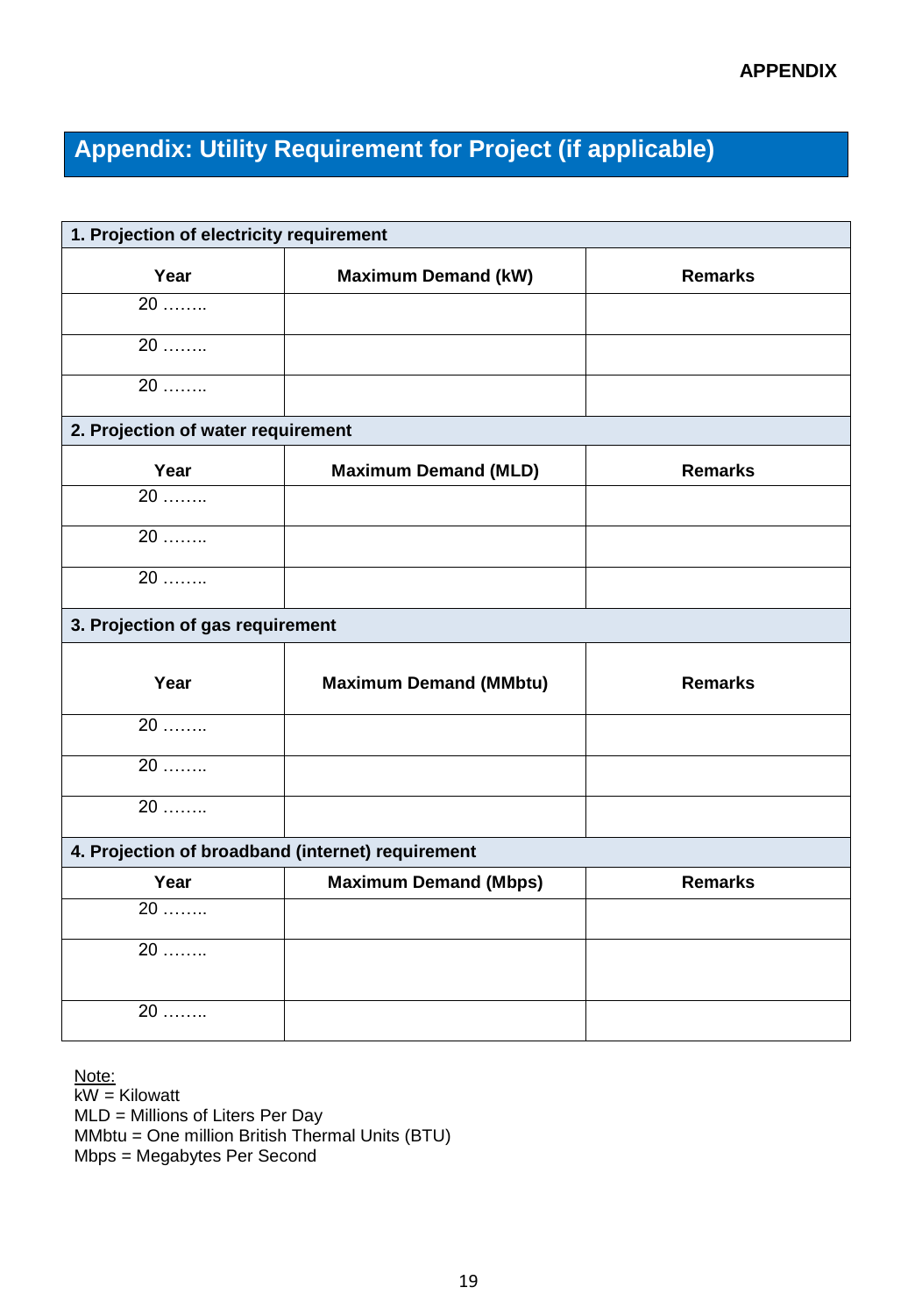**APPENDIX**

# Appendix: Utility Requirement for Project (if applicable)

| 1. Projection of electricity requirement | | |
|---|---|---|
| **Year** | **Maximum Demand (kW)** | **Remarks** |
| 20 …….. | | |
| 20 …….. | | |
| 20 …….. | | |
| **2. Projection of water requirement** | | |
| **Year** | **Maximum Demand (MLD)** | **Remarks** |
| 20 …….. | | |
| 20 …….. | | |
| 20 …….. | | |
| **3. Projection of gas requirement** | | |
| **Year** | **Maximum Demand (MMbtu)** | **Remarks** |
| 20 …….. | | |
| 20 …….. | | |
| 20 …….. | | |
| **4. Projection of broadband (internet) requirement** | | |
| **Year** | **Maximum Demand (Mbps)** | **Remarks** |
| 20 …….. | | |
| 20 …….. | | |
| 20 …….. | | |

Note:
kW = Kilowatt
MLD = Millions of Liters Per Day
MMbtu = One million British Thermal Units (BTU)
Mbps = Megabytes Per Second